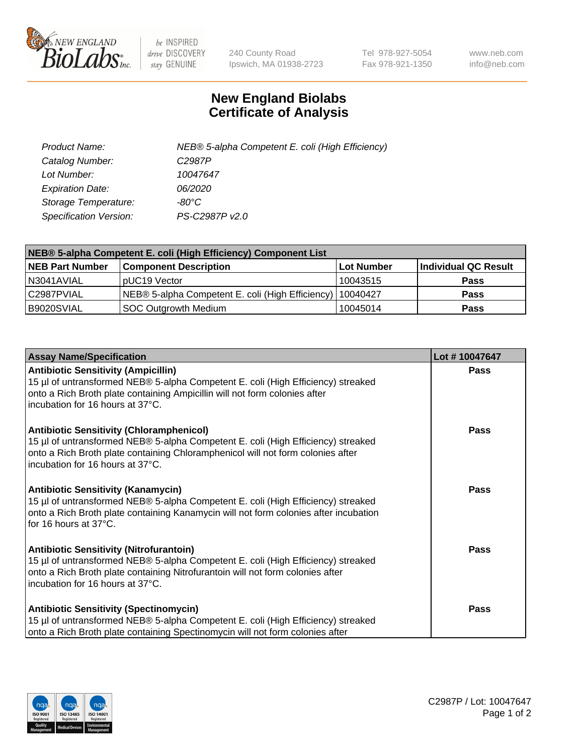# New England Biolabs
## Certificate of Analysis

| | |
|---|---|
| *Product Name:* | *NEB® 5-alpha Competent E. coli (High Efficiency)* |
| *Catalog Number:* | *C2987P* |
| *Lot Number:* | *10047647* |
| *Expiration Date:* | *06/2020* |
| *Storage Temperature:* | *-80°C* |
| *Specification Version:* | *PS-C2987P v2.0* |

| NEB® 5-alpha Competent E. coli (High Efficiency) Component List | | | |
|---|---|---|---|
| **NEB Part Number** | **Component Description** | **Lot Number** | **Individual QC Result** |
| N3041AVIAL | pUC19 Vector | 10043515 | **Pass** |
| C2987PVIAL | NEB® 5-alpha Competent E. coli (High Efficiency) | 10040427 | **Pass** |
| B9020SVIAL | SOC Outgrowth Medium | 10045014 | **Pass** |

| Assay Name/Specification | Lot # 10047647 |
|---|---|
| **Antibiotic Sensitivity (Ampicillin)**<br>15 µl of untransformed NEB® 5-alpha Competent E. coli (High Efficiency) streaked onto a Rich Broth plate containing Ampicillin will not form colonies after incubation for 16 hours at 37°C. | **Pass** |
| **Antibiotic Sensitivity (Chloramphenicol)**<br>15 µl of untransformed NEB® 5-alpha Competent E. coli (High Efficiency) streaked onto a Rich Broth plate containing Chloramphenicol will not form colonies after incubation for 16 hours at 37°C. | **Pass** |
| **Antibiotic Sensitivity (Kanamycin)**<br>15 µl of untransformed NEB® 5-alpha Competent E. coli (High Efficiency) streaked onto a Rich Broth plate containing Kanamycin will not form colonies after incubation for 16 hours at 37°C. | **Pass** |
| **Antibiotic Sensitivity (Nitrofurantoin)**<br>15 µl of untransformed NEB® 5-alpha Competent E. coli (High Efficiency) streaked onto a Rich Broth plate containing Nitrofurantoin will not form colonies after incubation for 16 hours at 37°C. | **Pass** |
| **Antibiotic Sensitivity (Spectinomycin)**<br>15 µl of untransformed NEB® 5-alpha Competent E. coli (High Efficiency) streaked onto a Rich Broth plate containing Spectinomycin will not form colonies after | **Pass** |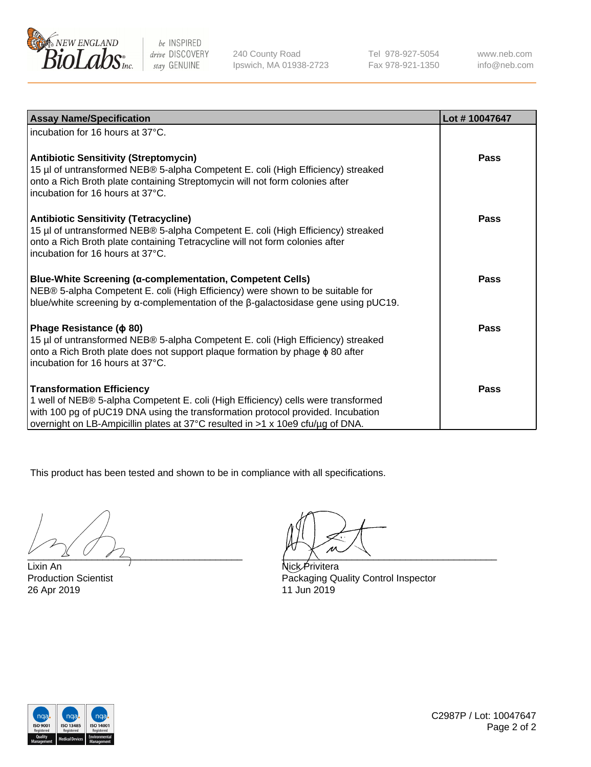| Assay Name/Specification | Lot # 10047647 |
|---|---|
| incubation for 16 hours at 37°C. | |
| **Antibiotic Sensitivity (Streptomycin)**<br>15 µl of untransformed NEB® 5-alpha Competent E. coli (High Efficiency) streaked onto a Rich Broth plate containing Streptomycin will not form colonies after incubation for 16 hours at 37°C. | **Pass** |
| **Antibiotic Sensitivity (Tetracycline)**<br>15 µl of untransformed NEB® 5-alpha Competent E. coli (High Efficiency) streaked onto a Rich Broth plate containing Tetracycline will not form colonies after incubation for 16 hours at 37°C. | **Pass** |
| **Blue-White Screening (α-complementation, Competent Cells)**<br>NEB® 5-alpha Competent E. coli (High Efficiency) were shown to be suitable for blue/white screening by α-complementation of the β-galactosidase gene using pUC19. | **Pass** |
| **Phage Resistance (ϕ 80)**<br>15 µl of untransformed NEB® 5-alpha Competent E. coli (High Efficiency) streaked onto a Rich Broth plate does not support plaque formation by phage ϕ 80 after incubation for 16 hours at 37°C. | **Pass** |
| **Transformation Efficiency**<br>1 well of NEB® 5-alpha Competent E. coli (High Efficiency) cells were transformed with 100 pg of pUC19 DNA using the transformation protocol provided. Incubation overnight on LB-Ampicillin plates at 37°C resulted in >1 x 10e9 cfu/µg of DNA. | **Pass** |

This product has been tested and shown to be in compliance with all specifications.

Lixin An
Production Scientist
26 Apr 2019

Nick Privitera
Packaging Quality Control Inspector
11 Jun 2019

C2987P / Lot: 10047647